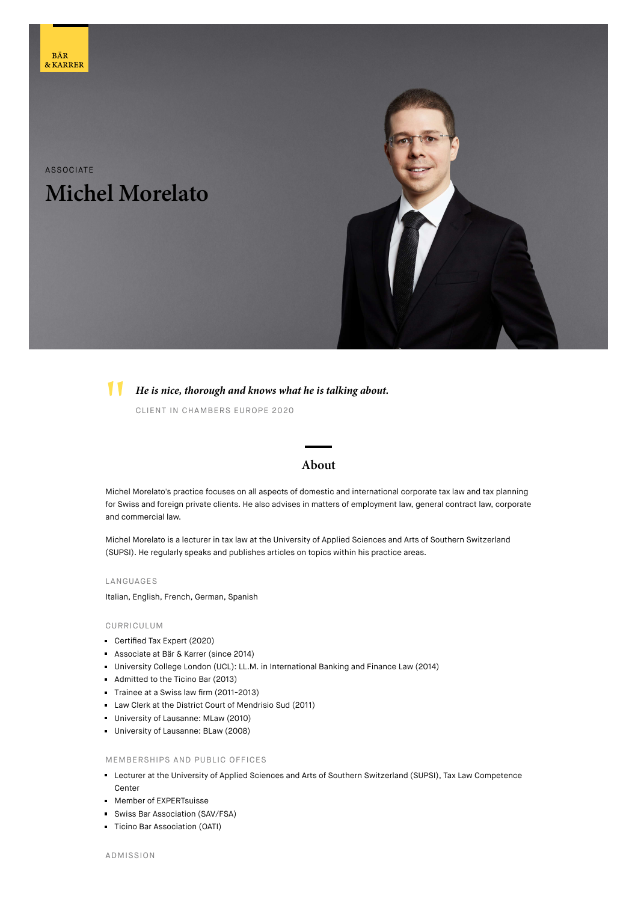BÄR & KARRER

ASSOCIATE

# Michel Morelato

> *He is nice, thorough and knows what he is talking about.*
>
> CLIENT IN CHAMBERS EUROPE 2020

## About

Michel Morelato's practice focuses on all aspects of domestic and international corporate tax law and tax planning for Swiss and foreign private clients. He also advises in matters of employment law, general contract law, corporate and commercial law.

Michel Morelato is a lecturer in tax law at the University of Applied Sciences and Arts of Southern Switzerland (SUPSI). He regularly speaks and publishes articles on topics within his practice areas.

### LANGUAGES

Italian, English, French, German, Spanish

### CURRICULUM

- Certified Tax Expert (2020)
- Associate at Bär & Karrer (since 2014)
- University College London (UCL): LL.M. in International Banking and Finance Law (2014)
- Admitted to the Ticino Bar (2013)
- Trainee at a Swiss law firm (2011-2013)
- Law Clerk at the District Court of Mendrisio Sud (2011)
- University of Lausanne: MLaw (2010)
- University of Lausanne: BLaw (2008)

### MEMBERSHIPS AND PUBLIC OFFICES

- Lecturer at the University of Applied Sciences and Arts of Southern Switzerland (SUPSI), Tax Law Competence Center
- Member of EXPERTsuisse
- Swiss Bar Association (SAV/FSA)
- Ticino Bar Association (OATI)

### ADMISSION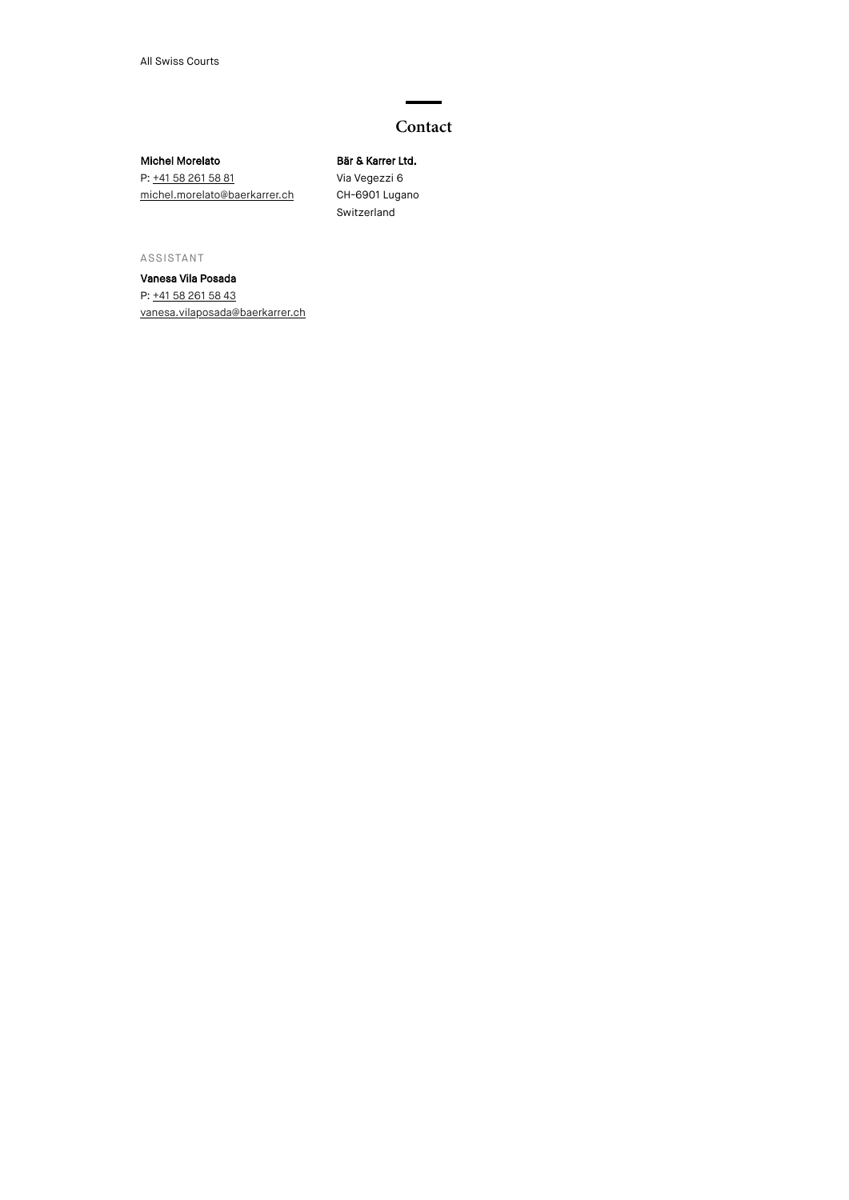## Contact

**Michel Morelato**
P: +41 58 261 58 81
michel.morelato@baerkarrer.ch

**Bär & Karrer Ltd.**
Via Vegezzi 6
CH-6901 Lugano
Switzerland

ASSISTANT

**Vanesa Vila Posada**
P: +41 58 261 58 43
vanesa.vilaposada@baerkarrer.ch